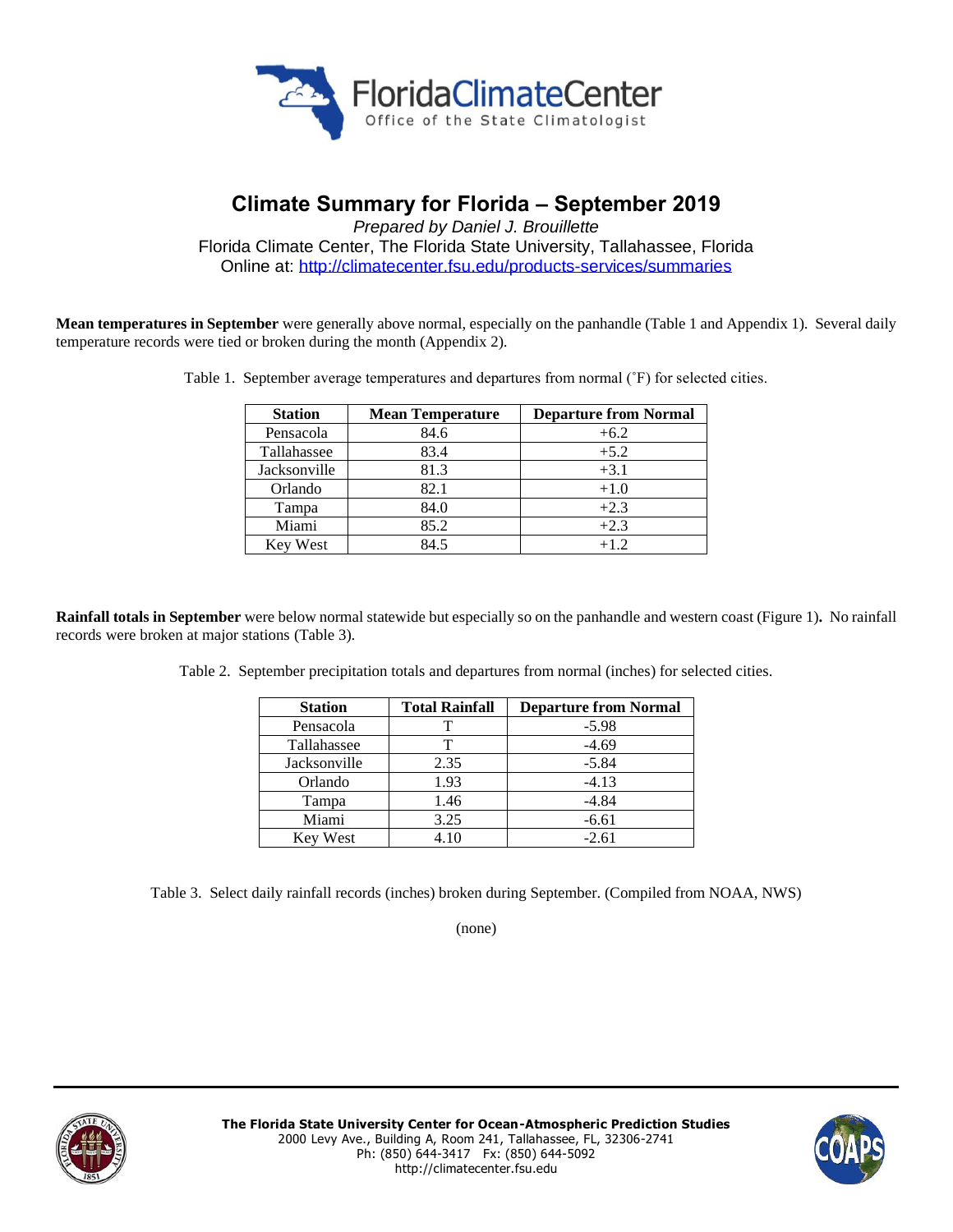# Climate Summary for Florida – September 2019

*Prepared by Daniel J. Brouillette*

Florida Climate Center, The Florida State University, Tallahassee, Florida

Online at: http://climatecenter.fsu.edu/products-services/summaries

**Mean temperatures in September** were generally above normal, especially on the panhandle (Table 1 and Appendix 1). Several daily temperature records were tied or broken during the month (Appendix 2).

Table 1. September average temperatures and departures from normal (˚F) for selected cities.

| Station | Mean Temperature | Departure from Normal |
|---|---|---|
| Pensacola | 84.6 | +6.2 |
| Tallahassee | 83.4 | +5.2 |
| Jacksonville | 81.3 | +3.1 |
| Orlando | 82.1 | +1.0 |
| Tampa | 84.0 | +2.3 |
| Miami | 85.2 | +2.3 |
| Key West | 84.5 | +1.2 |

**Rainfall totals in September** were below normal statewide but especially so on the panhandle and western coast (Figure 1). No rainfall records were broken at major stations (Table 3).

Table 2. September precipitation totals and departures from normal (inches) for selected cities.

| Station | Total Rainfall | Departure from Normal |
|---|---|---|
| Pensacola | T | -5.98 |
| Tallahassee | T | -4.69 |
| Jacksonville | 2.35 | -5.84 |
| Orlando | 1.93 | -4.13 |
| Tampa | 1.46 | -4.84 |
| Miami | 3.25 | -6.61 |
| Key West | 4.10 | -2.61 |

Table 3. Select daily rainfall records (inches) broken during September. (Compiled from NOAA, NWS)

(none)

**The Florida State University Center for Ocean-Atmospheric Prediction Studies**
2000 Levy Ave., Building A, Room 241, Tallahassee, FL, 32306-2741
Ph: (850) 644-3417 Fx: (850) 644-5092
http://climatecenter.fsu.edu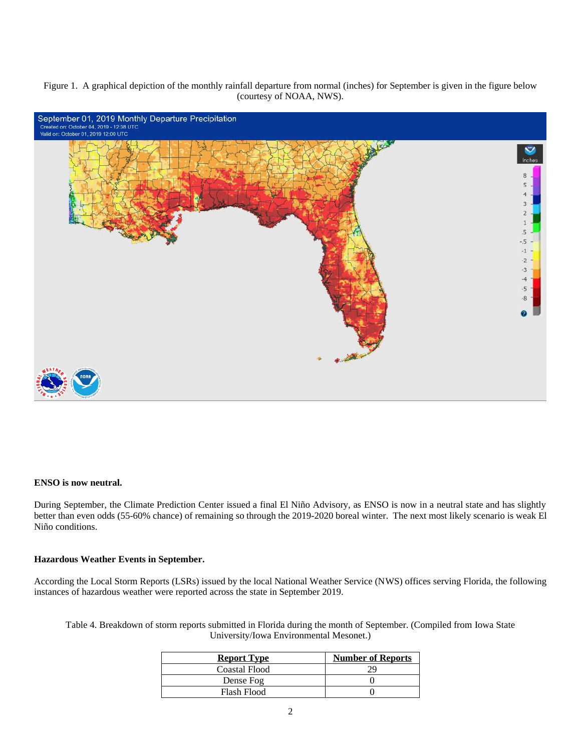Figure 1. A graphical depiction of the monthly rainfall departure from normal (inches) for September is given in the figure below (courtesy of NOAA, NWS).

**ENSO is now neutral.**

During September, the Climate Prediction Center issued a final El Niño Advisory, as ENSO is now in a neutral state and has slightly better than even odds (55-60% chance) of remaining so through the 2019-2020 boreal winter. The next most likely scenario is weak El Niño conditions.

**Hazardous Weather Events in September.**

According the Local Storm Reports (LSRs) issued by the local National Weather Service (NWS) offices serving Florida, the following instances of hazardous weather were reported across the state in September 2019.

Table 4. Breakdown of storm reports submitted in Florida during the month of September. (Compiled from Iowa State University/Iowa Environmental Mesonet.)

| Report Type | Number of Reports |
|---|---|
| Coastal Flood | 29 |
| Dense Fog | 0 |
| Flash Flood | 0 |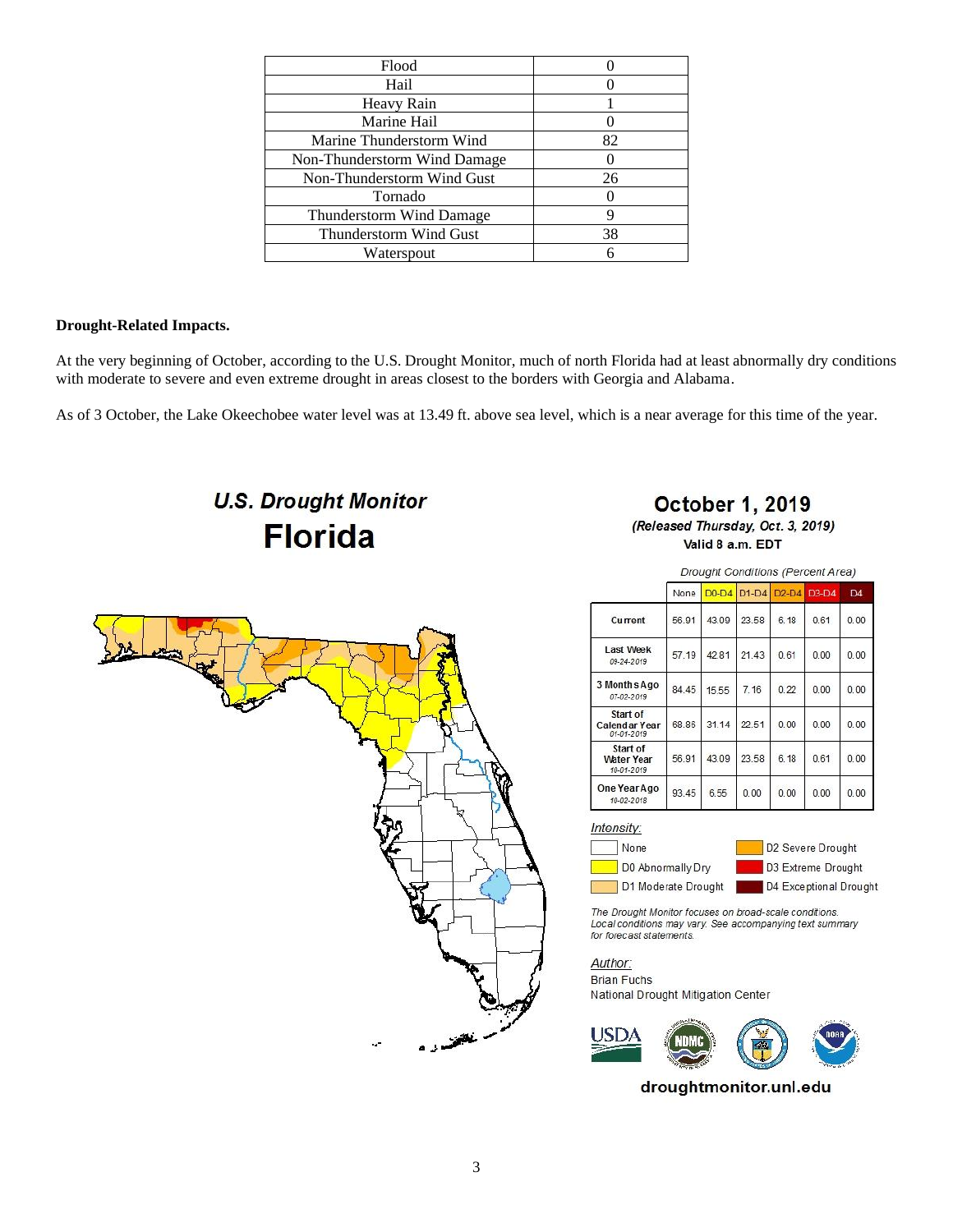| Flood | 0 |
| --- | --- |
| Hail | 0 |
| Heavy Rain | 1 |
| Marine Hail | 0 |
| Marine Thunderstorm Wind | 82 |
| Non-Thunderstorm Wind Damage | 0 |
| Non-Thunderstorm Wind Gust | 26 |
| Tornado | 0 |
| Thunderstorm Wind Damage | 9 |
| Thunderstorm Wind Gust | 38 |
| Waterspout | 6 |

**Drought-Related Impacts.**

At the very beginning of October, according to the U.S. Drought Monitor, much of north Florida had at least abnormally dry conditions with moderate to severe and even extreme drought in areas closest to the borders with Georgia and Alabama.

As of 3 October, the Lake Okeechobee water level was at 13.49 ft. above sea level, which is a near average for this time of the year.

***U.S. Drought Monitor***
**Florida**

**October 1, 2019**
***(Released Thursday, Oct. 3, 2019)***
**Valid 8 a.m. EDT**

*Drought Conditions (Percent Area)*

| | None | D0-D4 | D1-D4 | D2-D4 | D3-D4 | D4 |
| --- | --- | --- | --- | --- | --- | --- |
| **Current** | 56.91 | 43.09 | 23.58 | 6.18 | 0.61 | 0.00 |
| **Last Week** *09-24-2019* | 57.19 | 42.81 | 21.43 | 0.61 | 0.00 | 0.00 |
| **3 Months Ago** *07-02-2019* | 84.45 | 15.55 | 7.16 | 0.22 | 0.00 | 0.00 |
| **Start of Calendar Year** *01-01-2019* | 68.86 | 31.14 | 22.51 | 0.00 | 0.00 | 0.00 |
| **Start of Water Year** *10-01-2019* | 56.91 | 43.09 | 23.58 | 6.18 | 0.61 | 0.00 |
| **One Year Ago** *10-02-2018* | 93.45 | 6.55 | 0.00 | 0.00 | 0.00 | 0.00 |

*Intensity:*

- None
- D0 Abnormally Dry
- D1 Moderate Drought
- D2 Severe Drought
- D3 Extreme Drought
- D4 Exceptional Drought

*The Drought Monitor focuses on broad-scale conditions. Local conditions may vary. See accompanying text summary for forecast statements.*

*Author:*
Brian Fuchs
National Drought Mitigation Center

**droughtmonitor.unl.edu**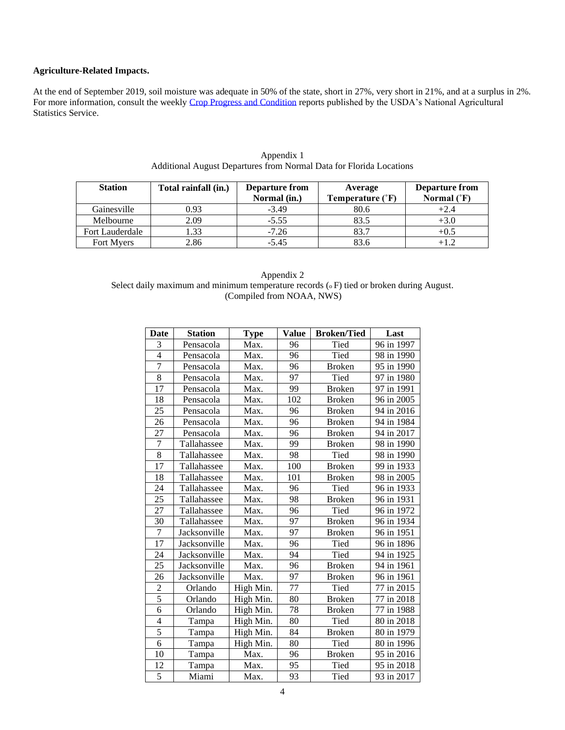**Agriculture-Related Impacts.**

At the end of September 2019, soil moisture was adequate in 50% of the state, short in 27%, very short in 21%, and at a surplus in 2%. For more information, consult the weekly Crop Progress and Condition reports published by the USDA's National Agricultural Statistics Service.

Appendix 1
Additional August Departures from Normal Data for Florida Locations

| Station | Total rainfall (in.) | Departure from Normal (in.) | Average Temperature (˚F) | Departure from Normal (˚F) |
|---|---|---|---|---|
| Gainesville | 0.93 | -3.49 | 80.6 | +2.4 |
| Melbourne | 2.09 | -5.55 | 83.5 | +3.0 |
| Fort Lauderdale | 1.33 | -7.26 | 83.7 | +0.5 |
| Fort Myers | 2.86 | -5.45 | 83.6 | +1.2 |

Appendix 2
Select daily maximum and minimum temperature records (o F) tied or broken during August.
(Compiled from NOAA, NWS)

| Date | Station | Type | Value | Broken/Tied | Last |
|---|---|---|---|---|---|
| 3 | Pensacola | Max. | 96 | Tied | 96 in 1997 |
| 4 | Pensacola | Max. | 96 | Tied | 98 in 1990 |
| 7 | Pensacola | Max. | 96 | Broken | 95 in 1990 |
| 8 | Pensacola | Max. | 97 | Tied | 97 in 1980 |
| 17 | Pensacola | Max. | 99 | Broken | 97 in 1991 |
| 18 | Pensacola | Max. | 102 | Broken | 96 in 2005 |
| 25 | Pensacola | Max. | 96 | Broken | 94 in 2016 |
| 26 | Pensacola | Max. | 96 | Broken | 94 in 1984 |
| 27 | Pensacola | Max. | 96 | Broken | 94 in 2017 |
| 7 | Tallahassee | Max. | 99 | Broken | 98 in 1990 |
| 8 | Tallahassee | Max. | 98 | Tied | 98 in 1990 |
| 17 | Tallahassee | Max. | 100 | Broken | 99 in 1933 |
| 18 | Tallahassee | Max. | 101 | Broken | 98 in 2005 |
| 24 | Tallahassee | Max. | 96 | Tied | 96 in 1933 |
| 25 | Tallahassee | Max. | 98 | Broken | 96 in 1931 |
| 27 | Tallahassee | Max. | 96 | Tied | 96 in 1972 |
| 30 | Tallahassee | Max. | 97 | Broken | 96 in 1934 |
| 7 | Jacksonville | Max. | 97 | Broken | 96 in 1951 |
| 17 | Jacksonville | Max. | 96 | Tied | 96 in 1896 |
| 24 | Jacksonville | Max. | 94 | Tied | 94 in 1925 |
| 25 | Jacksonville | Max. | 96 | Broken | 94 in 1961 |
| 26 | Jacksonville | Max. | 97 | Broken | 96 in 1961 |
| 2 | Orlando | High Min. | 77 | Tied | 77 in 2015 |
| 5 | Orlando | High Min. | 80 | Broken | 77 in 2018 |
| 6 | Orlando | High Min. | 78 | Broken | 77 in 1988 |
| 4 | Tampa | High Min. | 80 | Tied | 80 in 2018 |
| 5 | Tampa | High Min. | 84 | Broken | 80 in 1979 |
| 6 | Tampa | High Min. | 80 | Tied | 80 in 1996 |
| 10 | Tampa | Max. | 96 | Broken | 95 in 2016 |
| 12 | Tampa | Max. | 95 | Tied | 95 in 2018 |
| 5 | Miami | Max. | 93 | Tied | 93 in 2017 |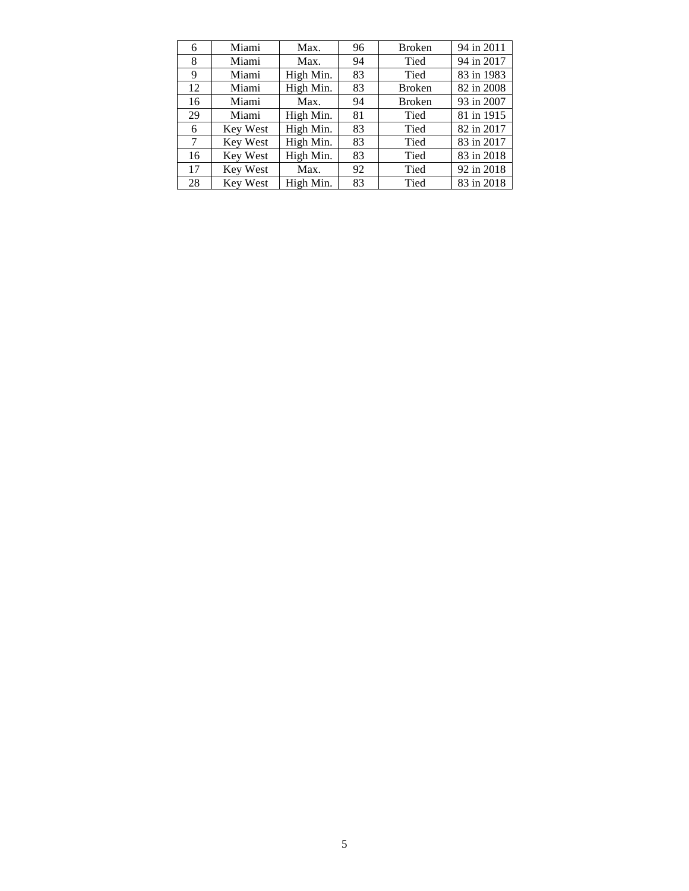| | | | | | |
|---|---|---|---|---|---|
| 6 | Miami | Max. | 96 | Broken | 94 in 2011 |
| 8 | Miami | Max. | 94 | Tied | 94 in 2017 |
| 9 | Miami | High Min. | 83 | Tied | 83 in 1983 |
| 12 | Miami | High Min. | 83 | Broken | 82 in 2008 |
| 16 | Miami | Max. | 94 | Broken | 93 in 2007 |
| 29 | Miami | High Min. | 81 | Tied | 81 in 1915 |
| 6 | Key West | High Min. | 83 | Tied | 82 in 2017 |
| 7 | Key West | High Min. | 83 | Tied | 83 in 2017 |
| 16 | Key West | High Min. | 83 | Tied | 83 in 2018 |
| 17 | Key West | Max. | 92 | Tied | 92 in 2018 |
| 28 | Key West | High Min. | 83 | Tied | 83 in 2018 |